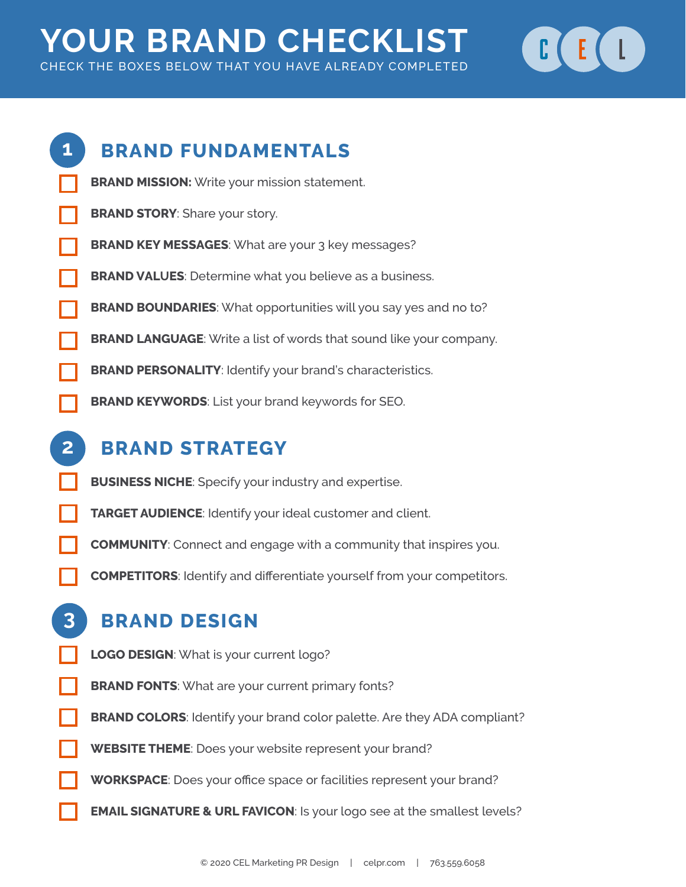# YOUR BRAND CHECKLIST

CHECK THE BOXES BELOW THAT YOU HAVE ALREADY COMPLETED

## 1 BRAND FUNDAMENTALS

- [ ] **BRAND MISSION:** Write your mission statement.
- [ ] **BRAND STORY**: Share your story.
- [ ] **BRAND KEY MESSAGES**: What are your 3 key messages?
- [ ] **BRAND VALUES**: Determine what you believe as a business.
- [ ] **BRAND BOUNDARIES**: What opportunities will you say yes and no to?
- [ ] **BRAND LANGUAGE**: Write a list of words that sound like your company.
- [ ] **BRAND PERSONALITY**: Identify your brand's characteristics.
- [ ] **BRAND KEYWORDS**: List your brand keywords for SEO.

## 2 BRAND STRATEGY

- [ ] **BUSINESS NICHE**: Specify your industry and expertise.
- [ ] **TARGET AUDIENCE**: Identify your ideal customer and client.
- [ ] **COMMUNITY**: Connect and engage with a community that inspires you.
- [ ] **COMPETITORS**: Identify and differentiate yourself from your competitors.

## 3 BRAND DESIGN

- [ ] **LOGO DESIGN**: What is your current logo?
- [ ] **BRAND FONTS**: What are your current primary fonts?
- [ ] **BRAND COLORS**: Identify your brand color palette. Are they ADA compliant?
- [ ] **WEBSITE THEME**: Does your website represent your brand?
- [ ] **WORKSPACE**: Does your office space or facilities represent your brand?
- [ ] **EMAIL SIGNATURE & URL FAVICON**: Is your logo see at the smallest levels?

© 2020 CEL Marketing PR Design | celpr.com | 763.559.6058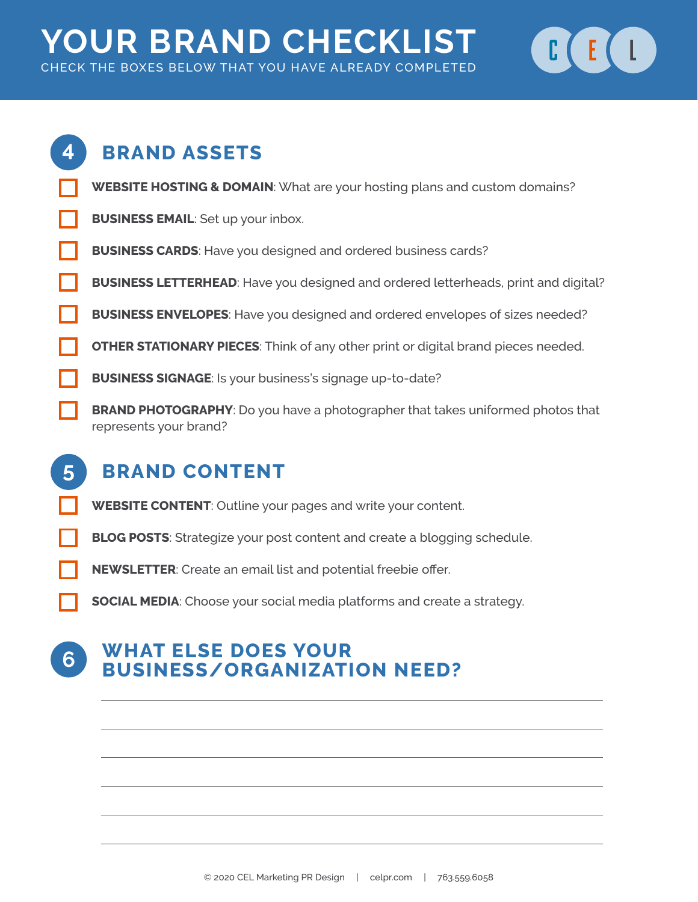# YOUR BRAND CHECKLIST

CHECK THE BOXES BELOW THAT YOU HAVE ALREADY COMPLETED

## 4 BRAND ASSETS

- [ ] **WEBSITE HOSTING & DOMAIN**: What are your hosting plans and custom domains?
- [ ] **BUSINESS EMAIL**: Set up your inbox.
- [ ] **BUSINESS CARDS**: Have you designed and ordered business cards?
- [ ] **BUSINESS LETTERHEAD**: Have you designed and ordered letterheads, print and digital?
- [ ] **BUSINESS ENVELOPES**: Have you designed and ordered envelopes of sizes needed?
- [ ] **OTHER STATIONARY PIECES**: Think of any other print or digital brand pieces needed.
- [ ] **BUSINESS SIGNAGE**: Is your business's signage up-to-date?
- [ ] **BRAND PHOTOGRAPHY**: Do you have a photographer that takes uniformed photos that represents your brand?

## 5 BRAND CONTENT

- [ ] **WEBSITE CONTENT**: Outline your pages and write your content.
- [ ] **BLOG POSTS**: Strategize your post content and create a blogging schedule.
- [ ] **NEWSLETTER**: Create an email list and potential freebie offer.
- [ ] **SOCIAL MEDIA**: Choose your social media platforms and create a strategy.

## 6 WHAT ELSE DOES YOUR BUSINESS/ORGANIZATION NEED?

______________________________________________

______________________________________________

______________________________________________

______________________________________________

______________________________________________

______________________________________________

© 2020 CEL Marketing PR Design | celpr.com | 763.559.6058